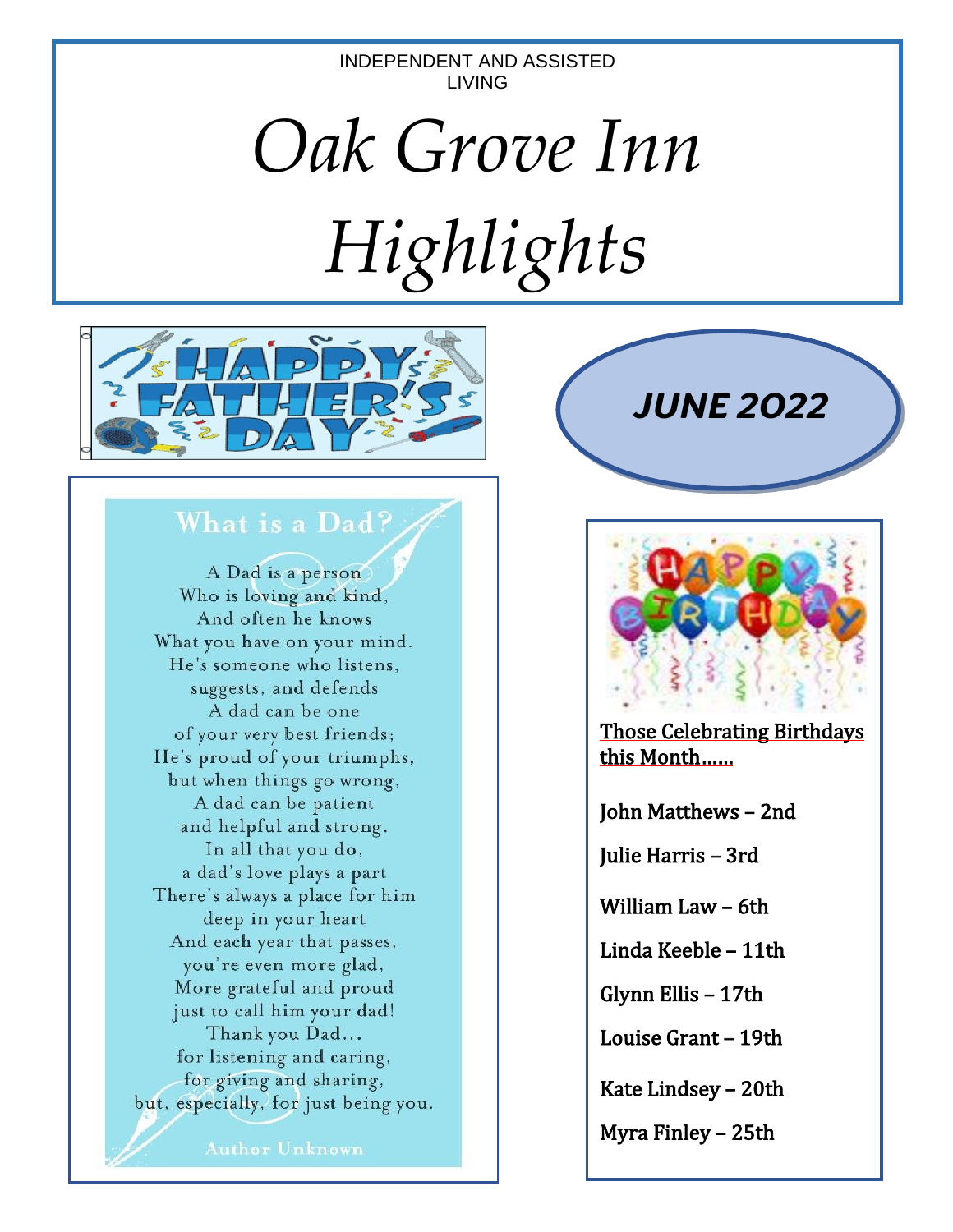INDEPENDENT AND ASSISTED LIVING

# *Oak Grove Inn Highlights*

## *JUNE 2022*

HAPPY FATHER'S DAY

### What is a Dad?

A Dad is a person
Who is loving and kind,
And often he knows
What you have on your mind.
He's someone who listens,
suggests, and defends
A dad can be one
of your very best friends;
He's proud of your triumphs,
but when things go wrong,
A dad can be patient
and helpful and strong.
In all that you do,
a dad's love plays a part
There's always a place for him
deep in your heart
And each year that passes,
you're even more glad,
More grateful and proud
just to call him your dad!
Thank you Dad...
for listening and caring,
for giving and sharing,
but, especially, for just being you.

Author Unknown

HAPPY BIRTHDAY

**Those Celebrating Birthdays this Month……**

John Matthews – 2nd

Julie Harris – 3rd

William Law – 6th

Linda Keeble – 11th

Glynn Ellis – 17th

Louise Grant – 19th

Kate Lindsey – 20th

Myra Finley – 25th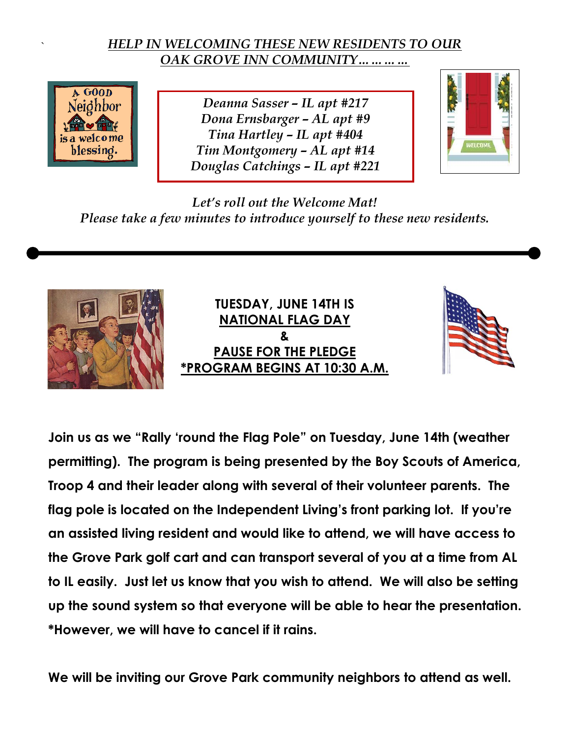*HELP IN WELCOMING THESE NEW RESIDENTS TO OUR OAK GROVE INN COMMUNITY… … … …*

*Deanna Sasser – IL apt #217*
*Dona Ernsbarger – AL apt #9*
*Tina Hartley – IL apt #404*
*Tim Montgomery – AL apt #14*
*Douglas Catchings – IL apt #221*

*Let's roll out the Welcome Mat!*
*Please take a few minutes to introduce yourself to these new residents.*

---

**TUESDAY, JUNE 14TH IS**
**NATIONAL FLAG DAY**
**&**
**PAUSE FOR THE PLEDGE**
**\*PROGRAM BEGINS AT 10:30 A.M.**

**Join us as we "Rally 'round the Flag Pole" on Tuesday, June 14th (weather permitting). The program is being presented by the Boy Scouts of America, Troop 4 and their leader along with several of their volunteer parents. The flag pole is located on the Independent Living's front parking lot. If you're an assisted living resident and would like to attend, we will have access to the Grove Park golf cart and can transport several of you at a time from AL to IL easily. Just let us know that you wish to attend. We will also be setting up the sound system so that everyone will be able to hear the presentation. *However, we will have to cancel if it rains.**

**We will be inviting our Grove Park community neighbors to attend as well.**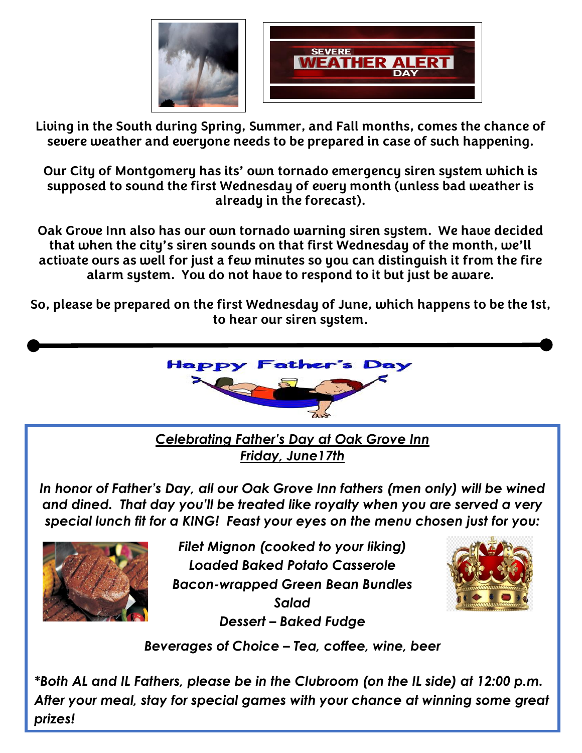Living in the South during Spring, Summer, and Fall months, comes the chance of severe weather and everyone needs to be prepared in case of such happening.

Our City of Montgomery has its' own tornado emergency siren system which is supposed to sound the first Wednesday of every month (unless bad weather is already in the forecast).

Oak Grove Inn also has our own tornado warning siren system. We have decided that when the city's siren sounds on that first Wednesday of the month, we'll activate ours as well for just a few minutes so you can distinguish it from the fire alarm system. You do not have to respond to it but just be aware.

So, please be prepared on the first Wednesday of June, which happens to be the 1st, to hear our siren system.

---

## Happy Father's Day

*__Celebrating Father's Day at Oak Grove Inn__*
*__Friday, June17th__*

*In honor of Father's Day, all our Oak Grove Inn fathers (men only) will be wined and dined. That day you'll be treated like royalty when you are served a very special lunch fit for a KING! Feast your eyes on the menu chosen just for you:*

*Filet Mignon (cooked to your liking)*
*Loaded Baked Potato Casserole*
*Bacon-wrapped Green Bean Bundles*
*Salad*
*Dessert – Baked Fudge*

*Beverages of Choice – Tea, coffee, wine, beer*

*\*Both AL and IL Fathers, please be in the Clubroom (on the IL side) at 12:00 p.m. After your meal, stay for special games with your chance at winning some great prizes!*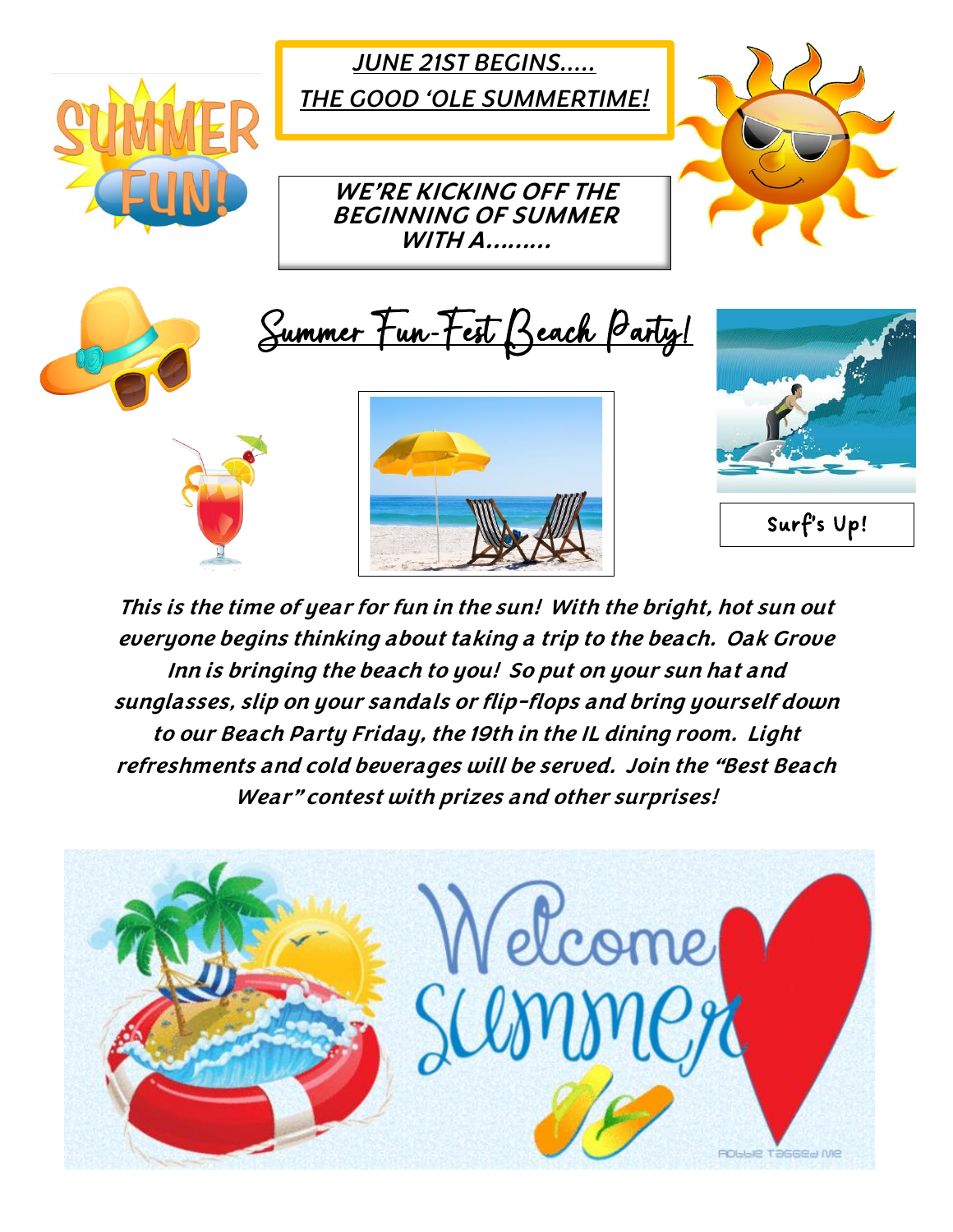**_JUNE 21ST BEGINS….._**

**_THE GOOD 'OLE SUMMERTIME!_**

***WE'RE KICKING OFF THE BEGINNING OF SUMMER WITH A………***

# Summer Fun-Fest Beach Party!

Surf's Up!

***This is the time of year for fun in the sun! With the bright, hot sun out everyone begins thinking about taking a trip to the beach. Oak Grove Inn is bringing the beach to you! So put on your sun hat and sunglasses, slip on your sandals or flip-flops and bring yourself down to our Beach Party Friday, the 19th in the IL dining room. Light refreshments and cold beverages will be served. Join the "Best Beach Wear" contest with prizes and other surprises!***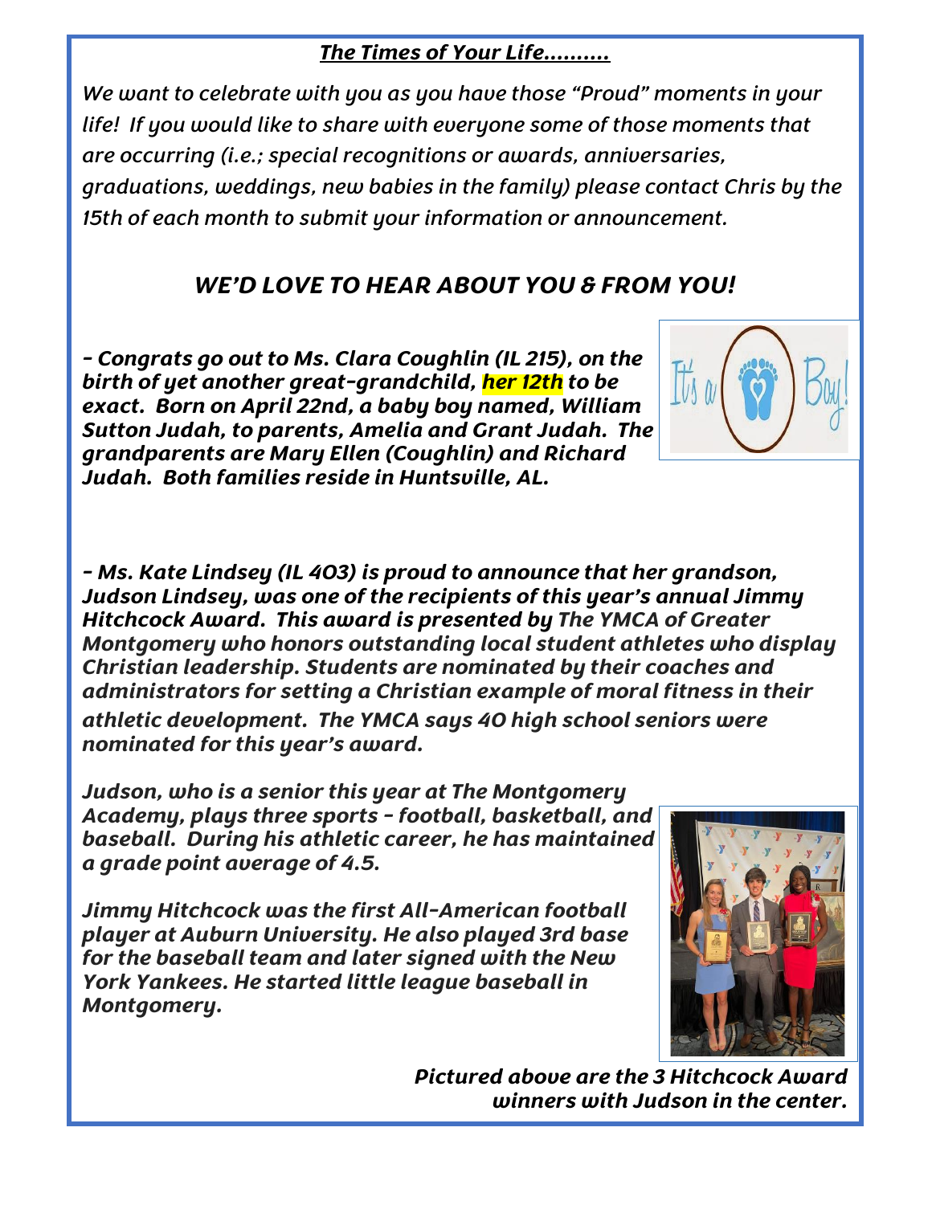## ***The Times of Your Life..........***

*We want to celebrate with you as you have those "Proud" moments in your life! If you would like to share with everyone some of those moments that are occurring (i.e.; special recognitions or awards, anniversaries, graduations, weddings, new babies in the family) please contact Chris by the 15th of each month to submit your information or announcement.*

### ***WE'D LOVE TO HEAR ABOUT YOU & FROM YOU!***

***- Congrats go out to Ms. Clara Coughlin (IL 215), on the birth of yet another great-grandchild, her 12th to be exact. Born on April 22nd, a baby boy named, William Sutton Judah, to parents, Amelia and Grant Judah. The grandparents are Mary Ellen (Coughlin) and Richard Judah. Both families reside in Huntsville, AL.***

***- Ms. Kate Lindsey (IL 403) is proud to announce that her grandson, Judson Lindsey, was one of the recipients of this year's annual Jimmy Hitchcock Award. This award is presented by The YMCA of Greater Montgomery who honors outstanding local student athletes who display Christian leadership. Students are nominated by their coaches and administrators for setting a Christian example of moral fitness in their athletic development. The YMCA says 40 high school seniors were nominated for this year's award.***

***Judson, who is a senior this year at The Montgomery Academy, plays three sports - football, basketball, and baseball. During his athletic career, he has maintained a grade point average of 4.5.***

***Jimmy Hitchcock was the first All-American football player at Auburn University. He also played 3rd base for the baseball team and later signed with the New York Yankees. He started little league baseball in Montgomery.***

***Pictured above are the 3 Hitchcock Award winners with Judson in the center.***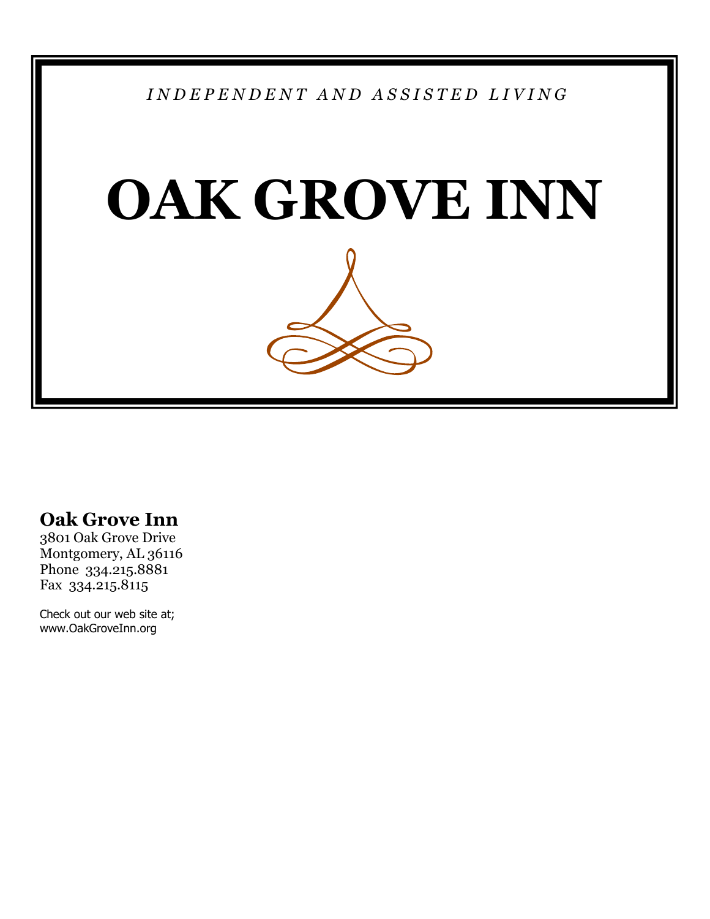*INDEPENDENT AND ASSISTED LIVING*

# OAK GROVE INN

**Oak Grove Inn**
3801 Oak Grove Drive
Montgomery, AL 36116
Phone 334.215.8881
Fax 334.215.8115

Check out our web site at;
www.OakGroveInn.org